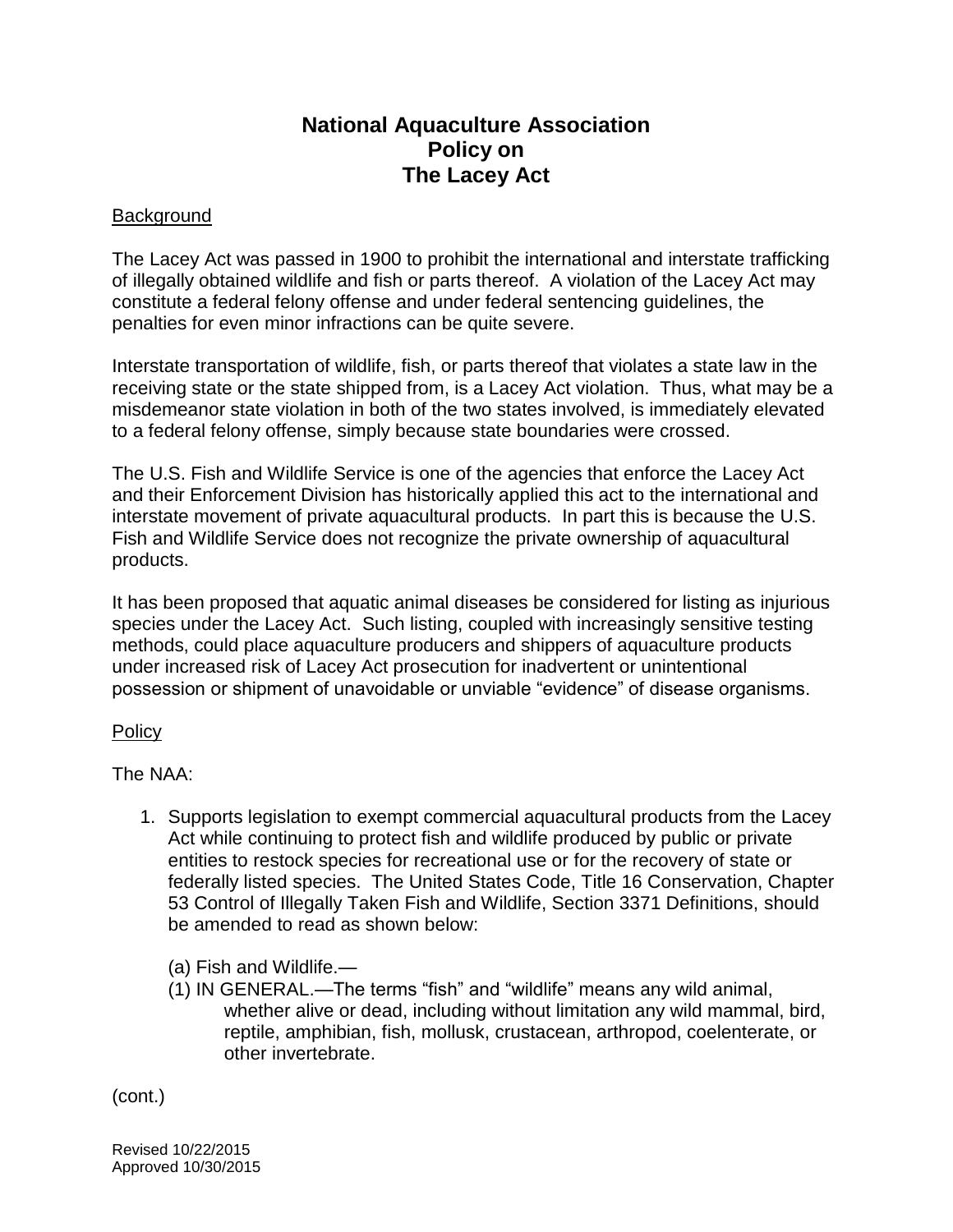# National Aquaculture Association
# Policy on
# The Lacey Act

Background

The Lacey Act was passed in 1900 to prohibit the international and interstate trafficking of illegally obtained wildlife and fish or parts thereof. A violation of the Lacey Act may constitute a federal felony offense and under federal sentencing guidelines, the penalties for even minor infractions can be quite severe.

Interstate transportation of wildlife, fish, or parts thereof that violates a state law in the receiving state or the state shipped from, is a Lacey Act violation. Thus, what may be a misdemeanor state violation in both of the two states involved, is immediately elevated to a federal felony offense, simply because state boundaries were crossed.

The U.S. Fish and Wildlife Service is one of the agencies that enforce the Lacey Act and their Enforcement Division has historically applied this act to the international and interstate movement of private aquacultural products. In part this is because the U.S. Fish and Wildlife Service does not recognize the private ownership of aquacultural products.

It has been proposed that aquatic animal diseases be considered for listing as injurious species under the Lacey Act. Such listing, coupled with increasingly sensitive testing methods, could place aquaculture producers and shippers of aquaculture products under increased risk of Lacey Act prosecution for inadvertent or unintentional possession or shipment of unavoidable or unviable "evidence" of disease organisms.

Policy

The NAA:

1. Supports legislation to exempt commercial aquacultural products from the Lacey Act while continuing to protect fish and wildlife produced by public or private entities to restock species for recreational use or for the recovery of state or federally listed species. The United States Code, Title 16 Conservation, Chapter 53 Control of Illegally Taken Fish and Wildlife, Section 3371 Definitions, should be amended to read as shown below:

   (a) Fish and Wildlife.—
   (1) IN GENERAL.—The terms "fish" and "wildlife" means any wild animal, whether alive or dead, including without limitation any wild mammal, bird, reptile, amphibian, fish, mollusk, crustacean, arthropod, coelenterate, or other invertebrate.

(cont.)

Revised 10/22/2015
Approved 10/30/2015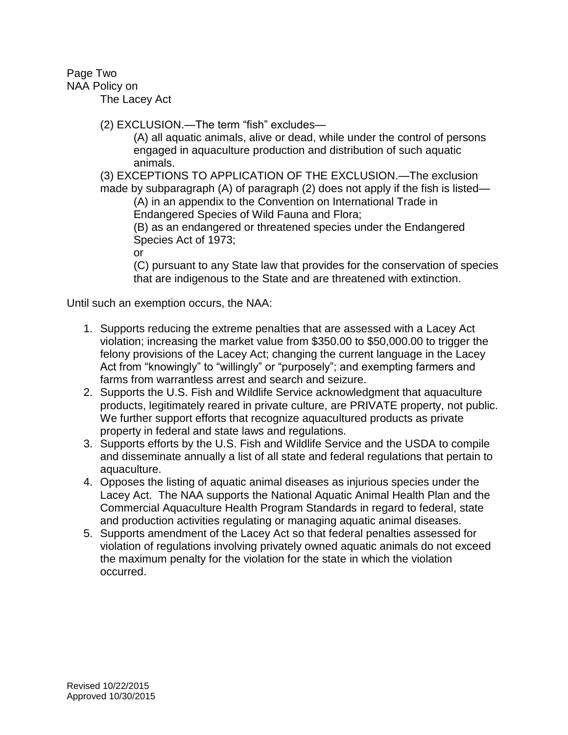(2) EXCLUSION.—The term "fish" excludes—

(A) all aquatic animals, alive or dead, while under the control of persons engaged in aquaculture production and distribution of such aquatic animals.

(3) EXCEPTIONS TO APPLICATION OF THE EXCLUSION.—The exclusion made by subparagraph (A) of paragraph (2) does not apply if the fish is listed—

(A) in an appendix to the Convention on International Trade in Endangered Species of Wild Fauna and Flora;

(B) as an endangered or threatened species under the Endangered Species Act of 1973;

or

(C) pursuant to any State law that provides for the conservation of species that are indigenous to the State and are threatened with extinction.

Until such an exemption occurs, the NAA:

1. Supports reducing the extreme penalties that are assessed with a Lacey Act violation; increasing the market value from $350.00 to $50,000.00 to trigger the felony provisions of the Lacey Act; changing the current language in the Lacey Act from "knowingly" to "willingly" or "purposely"; and exempting farmers and farms from warrantless arrest and search and seizure.
2. Supports the U.S. Fish and Wildlife Service acknowledgment that aquaculture products, legitimately reared in private culture, are PRIVATE property, not public. We further support efforts that recognize aquacultured products as private property in federal and state laws and regulations.
3. Supports efforts by the U.S. Fish and Wildlife Service and the USDA to compile and disseminate annually a list of all state and federal regulations that pertain to aquaculture.
4. Opposes the listing of aquatic animal diseases as injurious species under the Lacey Act. The NAA supports the National Aquatic Animal Health Plan and the Commercial Aquaculture Health Program Standards in regard to federal, state and production activities regulating or managing aquatic animal diseases.
5. Supports amendment of the Lacey Act so that federal penalties assessed for violation of regulations involving privately owned aquatic animals do not exceed the maximum penalty for the violation for the state in which the violation occurred.

Revised 10/22/2015
Approved 10/30/2015